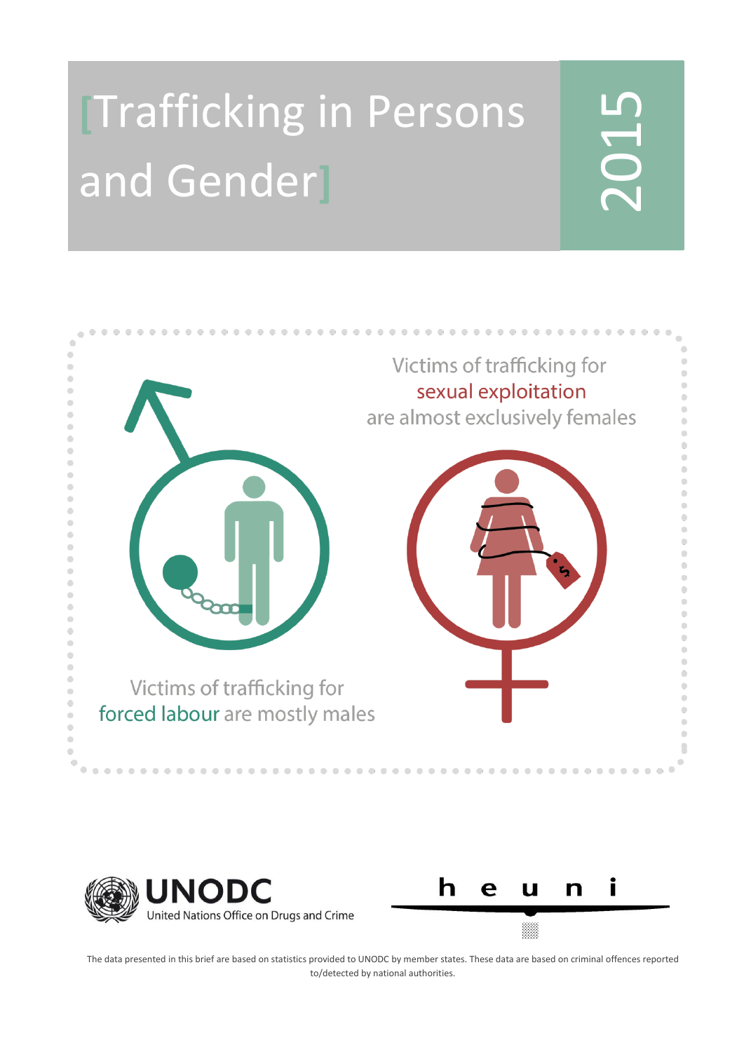# [Trafficking in Persons and Gender]

2015

Victims of trafficking for sexual exploitation are almost exclusively females

Victims of trafficking for forced labour are mostly males

UNODC
United Nations Office on Drugs and Crime

heuni

The data presented in this brief are based on statistics provided to UNODC by member states. These data are based on criminal offences reported to/detected by national authorities.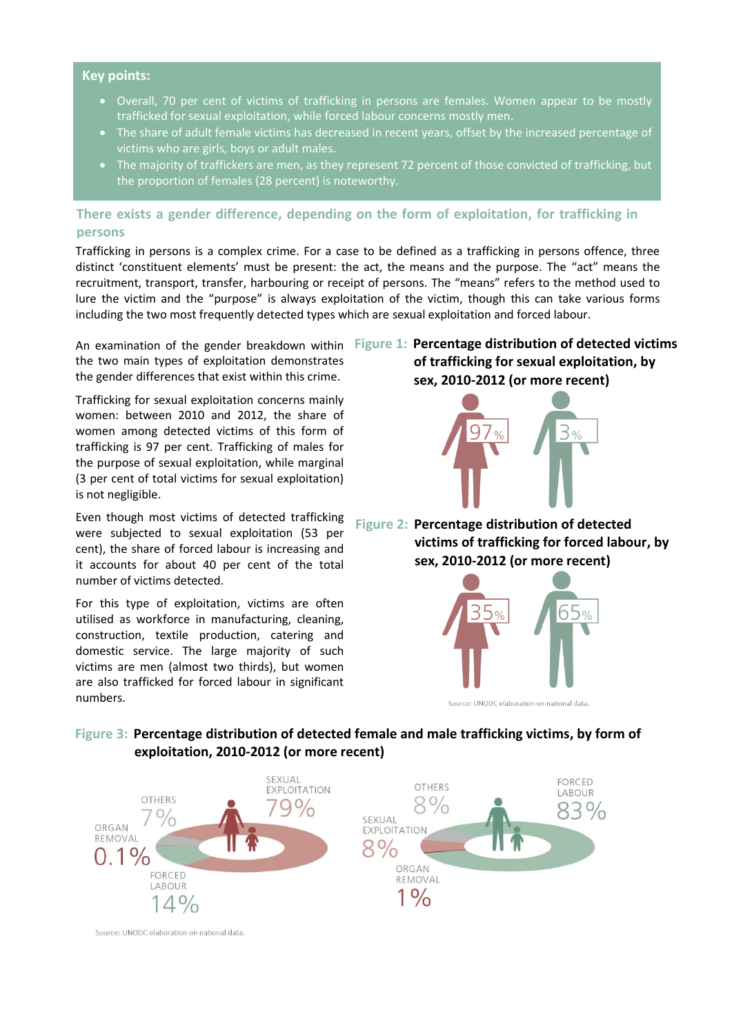**Key points:**

- Overall, 70 per cent of victims of trafficking in persons are females. Women appear to be mostly trafficked for sexual exploitation, while forced labour concerns mostly men.
- The share of adult female victims has decreased in recent years, offset by the increased percentage of victims who are girls, boys or adult males.
- The majority of traffickers are men, as they represent 72 percent of those convicted of trafficking, but the proportion of females (28 percent) is noteworthy.

## There exists a gender difference, depending on the form of exploitation, for trafficking in persons

Trafficking in persons is a complex crime. For a case to be defined as a trafficking in persons offence, three distinct 'constituent elements' must be present: the act, the means and the purpose. The "act" means the recruitment, transport, transfer, harbouring or receipt of persons. The "means" refers to the method used to lure the victim and the "purpose" is always exploitation of the victim, though this can take various forms including the two most frequently detected types which are sexual exploitation and forced labour.

An examination of the gender breakdown within the two main types of exploitation demonstrates the gender differences that exist within this crime.

Trafficking for sexual exploitation concerns mainly women: between 2010 and 2012, the share of women among detected victims of this form of trafficking is 97 per cent. Trafficking of males for the purpose of sexual exploitation, while marginal (3 per cent of total victims for sexual exploitation) is not negligible.

Even though most victims of detected trafficking were subjected to sexual exploitation (53 per cent), the share of forced labour is increasing and it accounts for about 40 per cent of the total number of victims detected.

For this type of exploitation, victims are often utilised as workforce in manufacturing, cleaning, construction, textile production, catering and domestic service. The large majority of such victims are men (almost two thirds), but women are also trafficked for forced labour in significant numbers.

**Figure 1: Percentage distribution of detected victims of trafficking for sexual exploitation, by sex, 2010-2012 (or more recent)**

97% | 3%

**Figure 2: Percentage distribution of detected victims of trafficking for forced labour, by sex, 2010-2012 (or more recent)**

35% | 65%

Source: UNODC elaboration on national data.

**Figure 3: Percentage distribution of detected female and male trafficking victims, by form of exploitation, 2010-2012 (or more recent)**

Female: Sexual exploitation 79%; Forced labour 14%; Others 7%; Organ removal 0.1%

Male: Forced labour 83%; Others 8%; Sexual exploitation 8%; Organ removal 1%

Source: UNODC elaboration on national data.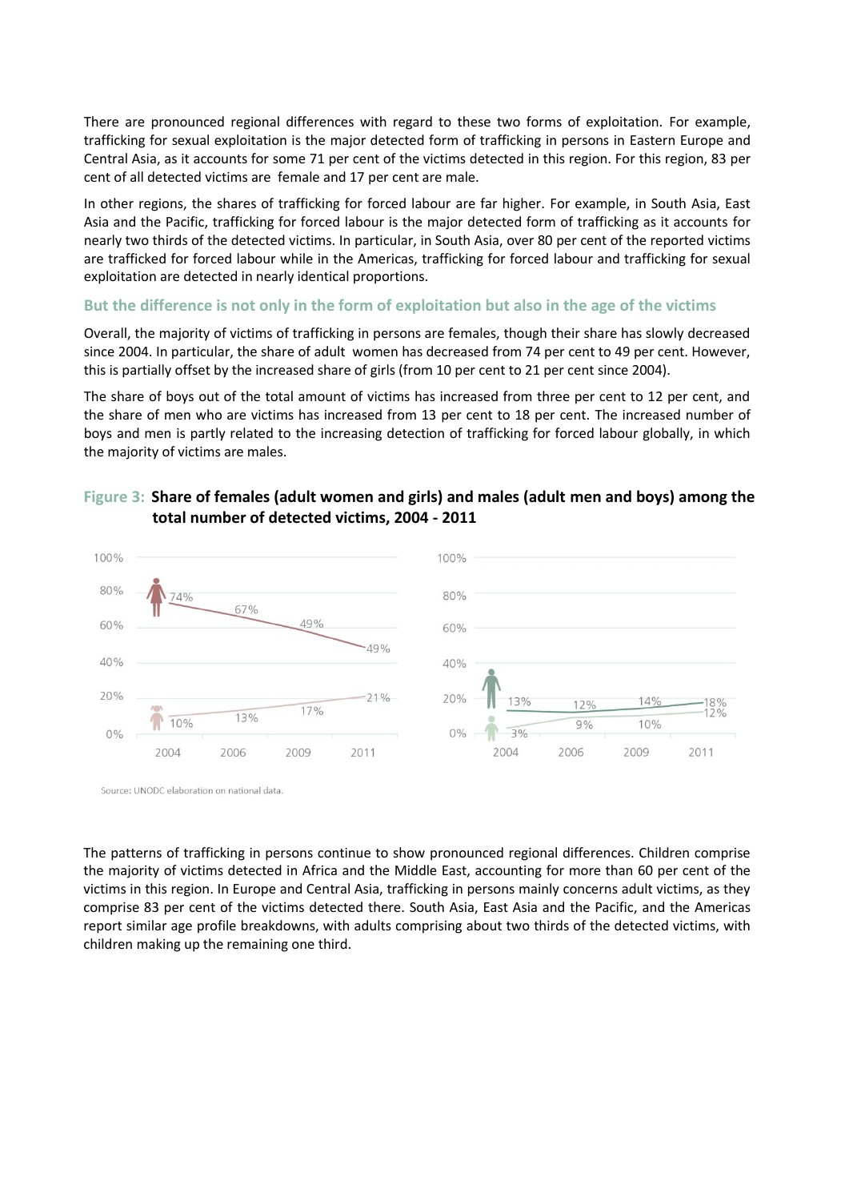There are pronounced regional differences with regard to these two forms of exploitation. For example, trafficking for sexual exploitation is the major detected form of trafficking in persons in Eastern Europe and Central Asia, as it accounts for some 71 per cent of the victims detected in this region. For this region, 83 per cent of all detected victims are female and 17 per cent are male.

In other regions, the shares of trafficking for forced labour are far higher. For example, in South Asia, East Asia and the Pacific, trafficking for forced labour is the major detected form of trafficking as it accounts for nearly two thirds of the detected victims. In particular, in South Asia, over 80 per cent of the reported victims are trafficked for forced labour while in the Americas, trafficking for forced labour and trafficking for sexual exploitation are detected in nearly identical proportions.

### But the difference is not only in the form of exploitation but also in the age of the victims

Overall, the majority of victims of trafficking in persons are females, though their share has slowly decreased since 2004. In particular, the share of adult women has decreased from 74 per cent to 49 per cent. However, this is partially offset by the increased share of girls (from 10 per cent to 21 per cent since 2004).

The share of boys out of the total amount of victims has increased from three per cent to 12 per cent, and the share of men who are victims has increased from 13 per cent to 18 per cent. The increased number of boys and men is partly related to the increasing detection of trafficking for forced labour globally, in which the majority of victims are males.

**Figure 3: Share of females (adult women and girls) and males (adult men and boys) among the total number of detected victims, 2004 - 2011**

| | 2004 | 2006 | 2009 | 2011 |
|---|---|---|---|---|
| Women | 74% | 67% | 49% | 49% |
| Girls | 10% | 13% | 17% | 21% |
| Men | 13% | 12% | 14% | 18% |
| Boys | 3% | 9% | 10% | 12% |

Source: UNODC elaboration on national data.

The patterns of trafficking in persons continue to show pronounced regional differences. Children comprise the majority of victims detected in Africa and the Middle East, accounting for more than 60 per cent of the victims in this region. In Europe and Central Asia, trafficking in persons mainly concerns adult victims, as they comprise 83 per cent of the victims detected there. South Asia, East Asia and the Pacific, and the Americas report similar age profile breakdowns, with adults comprising about two thirds of the detected victims, with children making up the remaining one third.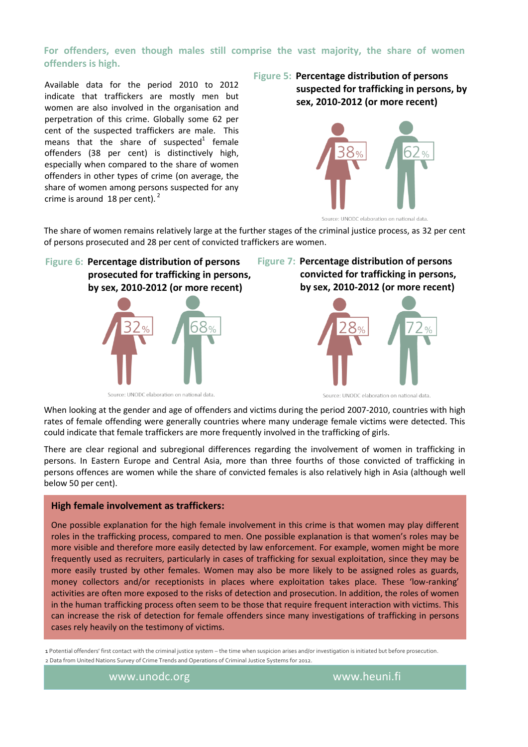### For offenders, even though males still comprise the vast majority, the share of women offenders is high.

Available data for the period 2010 to 2012 indicate that traffickers are mostly men but women are also involved in the organisation and perpetration of this crime. Globally some 62 per cent of the suspected traffickers are male. This means that the share of suspected[1] female offenders (38 per cent) is distinctively high, especially when compared to the share of women offenders in other types of crime (on average, the share of women among persons suspected for any crime is around 18 per cent).[2]

**Figure 5: Percentage distribution of persons suspected for trafficking in persons, by sex, 2010-2012 (or more recent)**

38%

62%

Source: UNODC elaboration on national data.

The share of women remains relatively large at the further stages of the criminal justice process, as 32 per cent of persons prosecuted and 28 per cent of convicted traffickers are women.

**Figure 6: Percentage distribution of persons prosecuted for trafficking in persons, by sex, 2010-2012 (or more recent)**

32%

68%

Source: UNODC elaboration on national data.

**Figure 7: Percentage distribution of persons convicted for trafficking in persons, by sex, 2010-2012 (or more recent)**

28%

72%

Source: UNODC elaboration on national data.

When looking at the gender and age of offenders and victims during the period 2007-2010, countries with high rates of female offending were generally countries where many underage female victims were detected. This could indicate that female traffickers are more frequently involved in the trafficking of girls.

There are clear regional and subregional differences regarding the involvement of women in trafficking in persons. In Eastern Europe and Central Asia, more than three fourths of those convicted of trafficking in persons offences are women while the share of convicted females is also relatively high in Asia (although well below 50 per cent).

**High female involvement as traffickers:**

One possible explanation for the high female involvement in this crime is that women may play different roles in the trafficking process, compared to men. One possible explanation is that women's roles may be more visible and therefore more easily detected by law enforcement. For example, women might be more frequently used as recruiters, particularly in cases of trafficking for sexual exploitation, since they may be more easily trusted by other females. Women may also be more likely to be assigned roles as guards, money collectors and/or receptionists in places where exploitation takes place. These 'low-ranking' activities are often more exposed to the risks of detection and prosecution. In addition, the roles of women in the human trafficking process often seem to be those that require frequent interaction with victims. This can increase the risk of detection for female offenders since many investigations of trafficking in persons cases rely heavily on the testimony of victims.

1 Potential offenders' first contact with the criminal justice system – the time when suspicion arises and/or investigation is initiated but before prosecution.
2 Data from United Nations Survey of Crime Trends and Operations of Criminal Justice Systems for 2012.

www.unodc.org www.heuni.fi